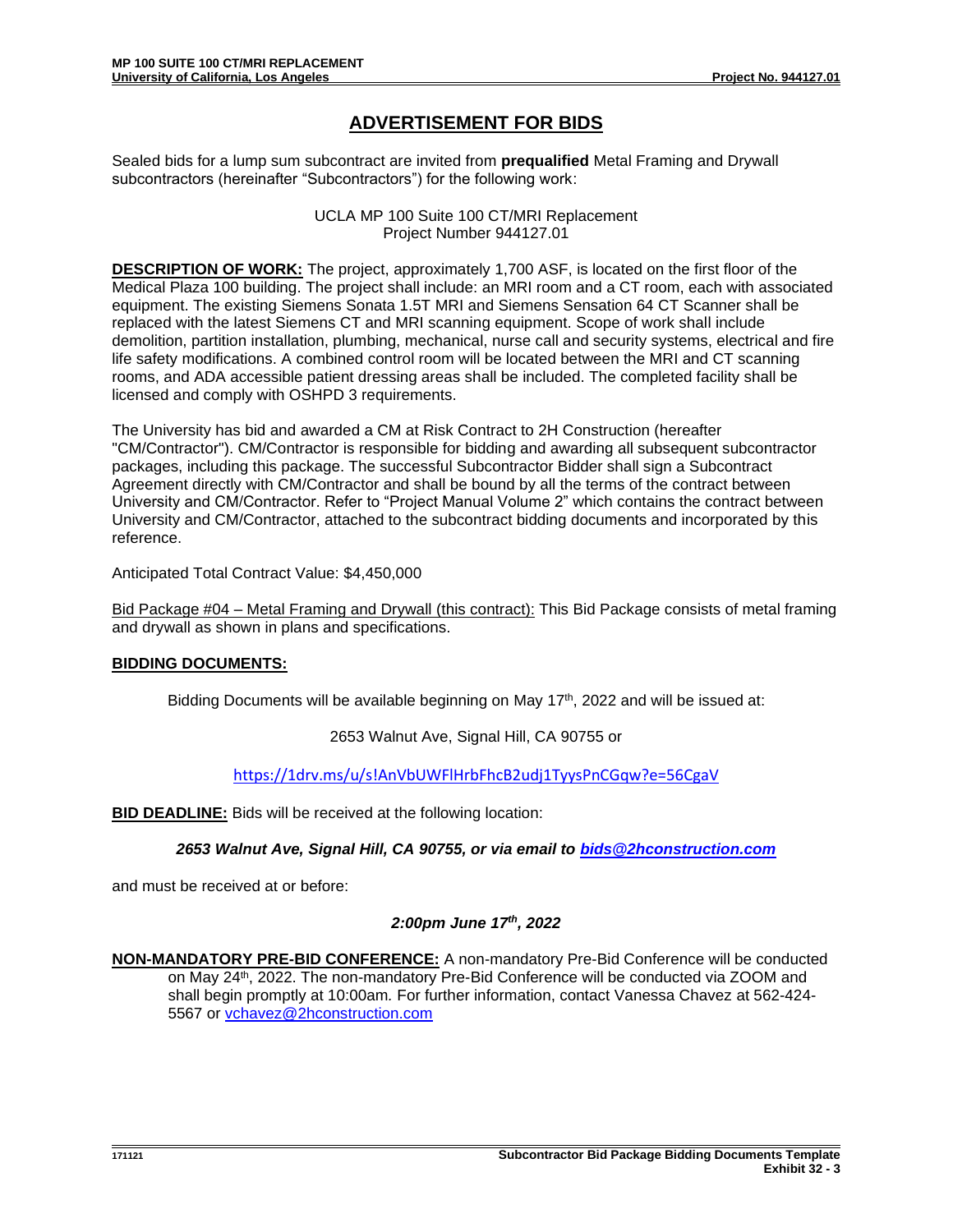# ADVERTISEMENT FOR BIDS

Sealed bids for a lump sum subcontract are invited from **prequalified** Metal Framing and Drywall subcontractors (hereinafter "Subcontractors") for the following work:

UCLA MP 100 Suite 100 CT/MRI Replacement
Project Number 944127.01

**DESCRIPTION OF WORK:** The project, approximately 1,700 ASF, is located on the first floor of the Medical Plaza 100 building. The project shall include: an MRI room and a CT room, each with associated equipment. The existing Siemens Sonata 1.5T MRI and Siemens Sensation 64 CT Scanner shall be replaced with the latest Siemens CT and MRI scanning equipment. Scope of work shall include demolition, partition installation, plumbing, mechanical, nurse call and security systems, electrical and fire life safety modifications. A combined control room will be located between the MRI and CT scanning rooms, and ADA accessible patient dressing areas shall be included. The completed facility shall be licensed and comply with OSHPD 3 requirements.

The University has bid and awarded a CM at Risk Contract to 2H Construction (hereafter "CM/Contractor"). CM/Contractor is responsible for bidding and awarding all subsequent subcontractor packages, including this package. The successful Subcontractor Bidder shall sign a Subcontract Agreement directly with CM/Contractor and shall be bound by all the terms of the contract between University and CM/Contractor. Refer to "Project Manual Volume 2" which contains the contract between University and CM/Contractor, attached to the subcontract bidding documents and incorporated by this reference.

Anticipated Total Contract Value: $4,450,000

Bid Package #04 – Metal Framing and Drywall (this contract): This Bid Package consists of metal framing and drywall as shown in plans and specifications.

**BIDDING DOCUMENTS:**

Bidding Documents will be available beginning on May 17th, 2022 and will be issued at:

2653 Walnut Ave, Signal Hill, CA 90755 or

https://1drv.ms/u/s!AnVbUWFlHrbFhcB2udj1TyysPnCGqw?e=56CgaV

**BID DEADLINE:** Bids will be received at the following location:

***2653 Walnut Ave, Signal Hill, CA 90755, or via email to bids@2hconstruction.com***

and must be received at or before:

***2:00pm June 17th, 2022***

**NON-MANDATORY PRE-BID CONFERENCE:** A non-mandatory Pre-Bid Conference will be conducted on May 24th, 2022. The non-mandatory Pre-Bid Conference will be conducted via ZOOM and shall begin promptly at 10:00am. For further information, contact Vanessa Chavez at 562-424-5567 or vchavez@2hconstruction.com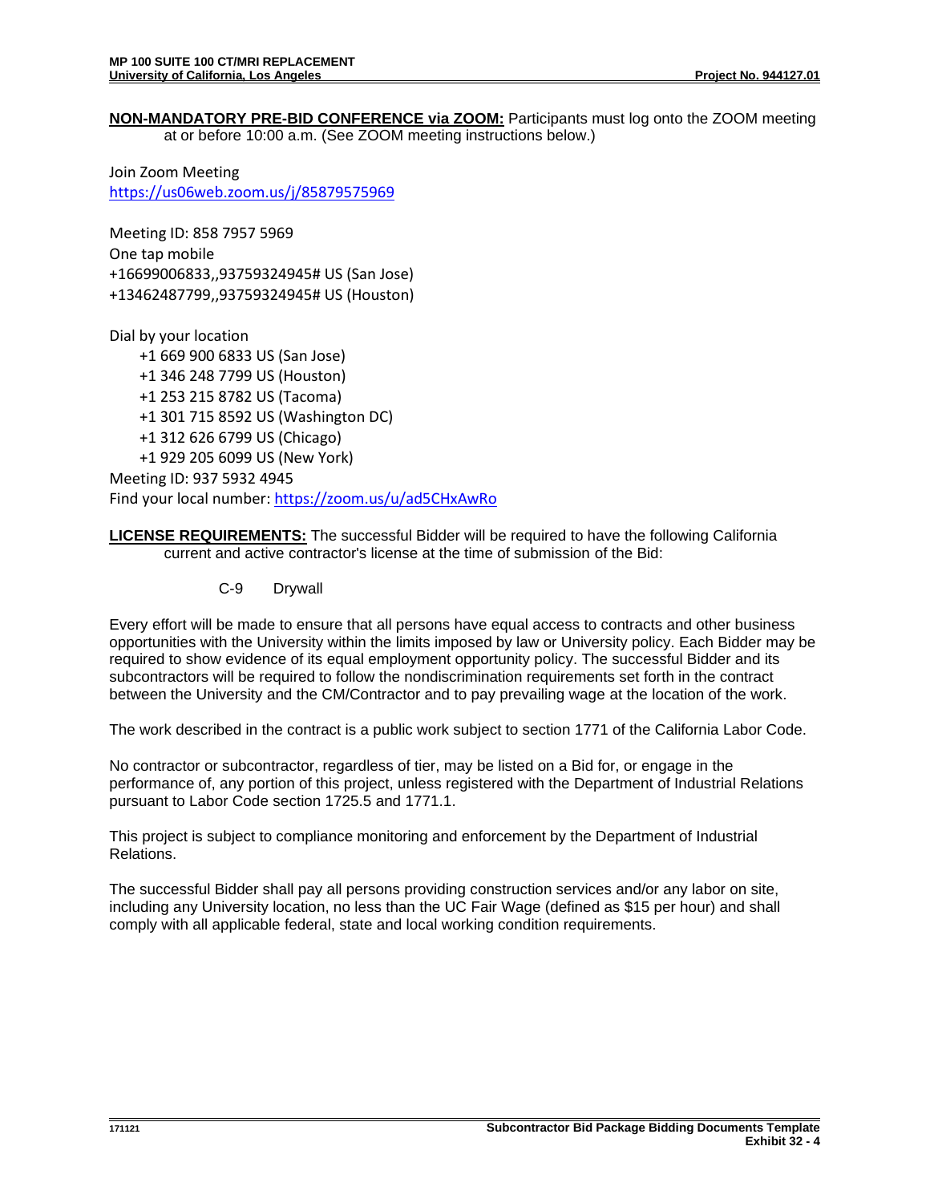**NON-MANDATORY PRE-BID CONFERENCE via ZOOM:** Participants must log onto the ZOOM meeting at or before 10:00 a.m. (See ZOOM meeting instructions below.)

Join Zoom Meeting
https://us06web.zoom.us/j/85879575969

Meeting ID: 858 7957 5969
One tap mobile
+16699006833,,93759324945# US (San Jose)
+13462487799,,93759324945# US (Houston)

Dial by your location
+1 669 900 6833 US (San Jose)
+1 346 248 7799 US (Houston)
+1 253 215 8782 US (Tacoma)
+1 301 715 8592 US (Washington DC)
+1 312 626 6799 US (Chicago)
+1 929 205 6099 US (New York)
Meeting ID: 937 5932 4945
Find your local number: https://zoom.us/u/ad5CHxAwRo

**LICENSE REQUIREMENTS:** The successful Bidder will be required to have the following California current and active contractor's license at the time of submission of the Bid:

C-9 Drywall

Every effort will be made to ensure that all persons have equal access to contracts and other business opportunities with the University within the limits imposed by law or University policy. Each Bidder may be required to show evidence of its equal employment opportunity policy. The successful Bidder and its subcontractors will be required to follow the nondiscrimination requirements set forth in the contract between the University and the CM/Contractor and to pay prevailing wage at the location of the work.

The work described in the contract is a public work subject to section 1771 of the California Labor Code.

No contractor or subcontractor, regardless of tier, may be listed on a Bid for, or engage in the performance of, any portion of this project, unless registered with the Department of Industrial Relations pursuant to Labor Code section 1725.5 and 1771.1.

This project is subject to compliance monitoring and enforcement by the Department of Industrial Relations.

The successful Bidder shall pay all persons providing construction services and/or any labor on site, including any University location, no less than the UC Fair Wage (defined as $15 per hour) and shall comply with all applicable federal, state and local working condition requirements.